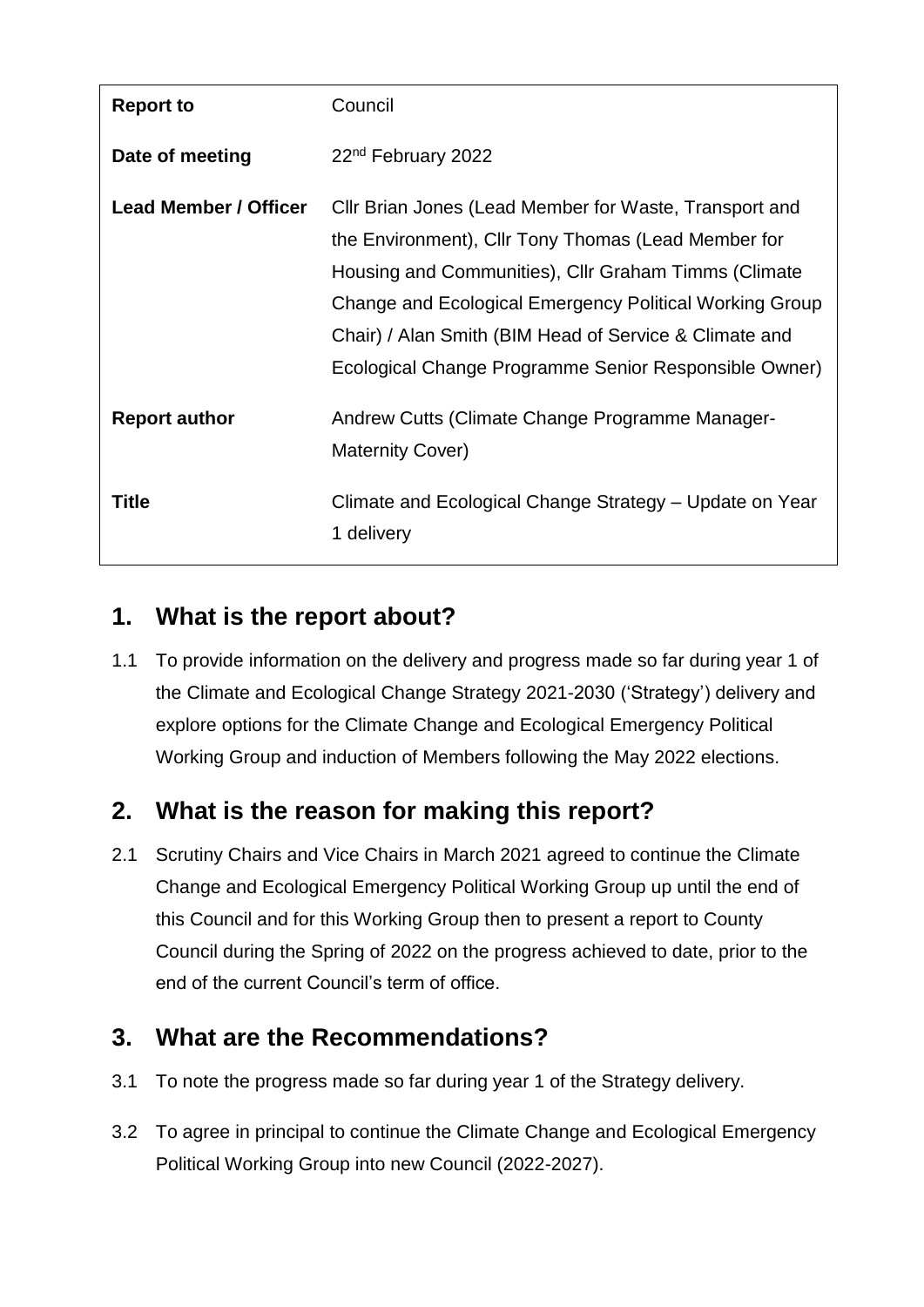| **Report to** | Council |
| --- | --- |
| **Date of meeting** | 22nd February 2022 |
| **Lead Member / Officer** | Cllr Brian Jones (Lead Member for Waste, Transport and the Environment), Cllr Tony Thomas (Lead Member for Housing and Communities), Cllr Graham Timms (Climate Change and Ecological Emergency Political Working Group Chair) / Alan Smith (BIM Head of Service & Climate and Ecological Change Programme Senior Responsible Owner) |
| **Report author** | Andrew Cutts (Climate Change Programme Manager-Maternity Cover) |
| **Title** | Climate and Ecological Change Strategy – Update on Year 1 delivery |

## 1. What is the report about?

1.1 To provide information on the delivery and progress made so far during year 1 of the Climate and Ecological Change Strategy 2021-2030 ('Strategy') delivery and explore options for the Climate Change and Ecological Emergency Political Working Group and induction of Members following the May 2022 elections.

## 2. What is the reason for making this report?

2.1 Scrutiny Chairs and Vice Chairs in March 2021 agreed to continue the Climate Change and Ecological Emergency Political Working Group up until the end of this Council and for this Working Group then to present a report to County Council during the Spring of 2022 on the progress achieved to date, prior to the end of the current Council's term of office.

## 3. What are the Recommendations?

3.1 To note the progress made so far during year 1 of the Strategy delivery.

3.2 To agree in principal to continue the Climate Change and Ecological Emergency Political Working Group into new Council (2022-2027).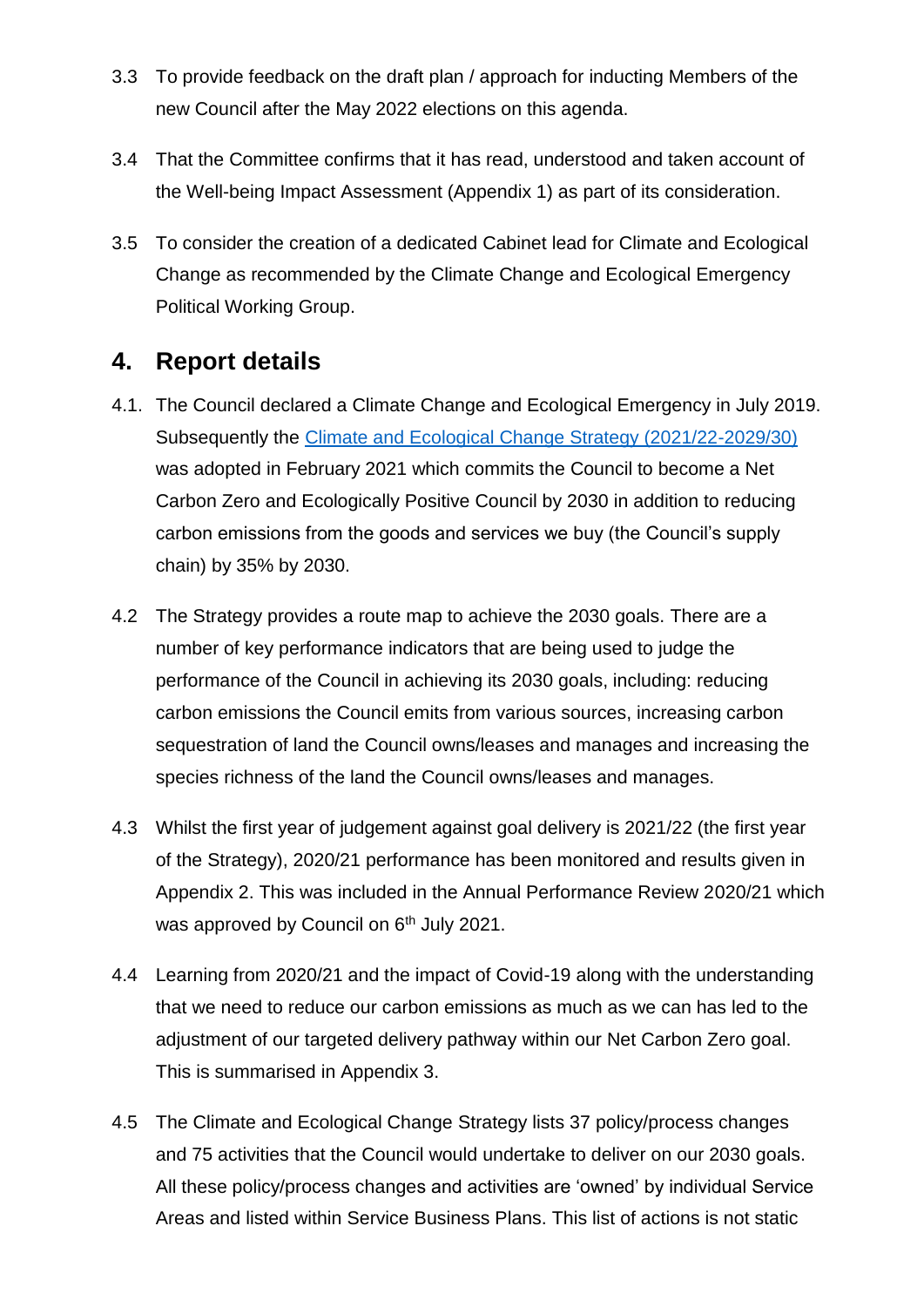3.3 To provide feedback on the draft plan / approach for inducting Members of the new Council after the May 2022 elections on this agenda.

3.4 That the Committee confirms that it has read, understood and taken account of the Well-being Impact Assessment (Appendix 1) as part of its consideration.

3.5 To consider the creation of a dedicated Cabinet lead for Climate and Ecological Change as recommended by the Climate Change and Ecological Emergency Political Working Group.

## 4. Report details

4.1. The Council declared a Climate Change and Ecological Emergency in July 2019. Subsequently the [Climate and Ecological Change Strategy (2021/22-2029/30)]() was adopted in February 2021 which commits the Council to become a Net Carbon Zero and Ecologically Positive Council by 2030 in addition to reducing carbon emissions from the goods and services we buy (the Council's supply chain) by 35% by 2030.

4.2 The Strategy provides a route map to achieve the 2030 goals. There are a number of key performance indicators that are being used to judge the performance of the Council in achieving its 2030 goals, including: reducing carbon emissions the Council emits from various sources, increasing carbon sequestration of land the Council owns/leases and manages and increasing the species richness of the land the Council owns/leases and manages.

4.3 Whilst the first year of judgement against goal delivery is 2021/22 (the first year of the Strategy), 2020/21 performance has been monitored and results given in Appendix 2. This was included in the Annual Performance Review 2020/21 which was approved by Council on 6th July 2021.

4.4 Learning from 2020/21 and the impact of Covid-19 along with the understanding that we need to reduce our carbon emissions as much as we can has led to the adjustment of our targeted delivery pathway within our Net Carbon Zero goal. This is summarised in Appendix 3.

4.5 The Climate and Ecological Change Strategy lists 37 policy/process changes and 75 activities that the Council would undertake to deliver on our 2030 goals. All these policy/process changes and activities are 'owned' by individual Service Areas and listed within Service Business Plans. This list of actions is not static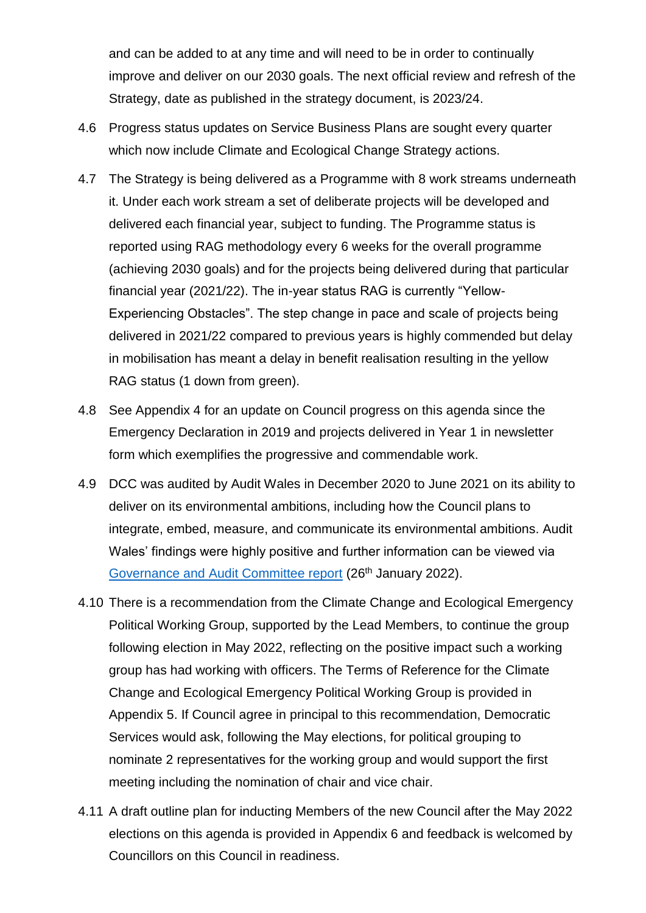and can be added to at any time and will need to be in order to continually improve and deliver on our 2030 goals. The next official review and refresh of the Strategy, date as published in the strategy document, is 2023/24.

4.6 Progress status updates on Service Business Plans are sought every quarter which now include Climate and Ecological Change Strategy actions.

4.7 The Strategy is being delivered as a Programme with 8 work streams underneath it. Under each work stream a set of deliberate projects will be developed and delivered each financial year, subject to funding. The Programme status is reported using RAG methodology every 6 weeks for the overall programme (achieving 2030 goals) and for the projects being delivered during that particular financial year (2021/22). The in-year status RAG is currently "Yellow-Experiencing Obstacles". The step change in pace and scale of projects being delivered in 2021/22 compared to previous years is highly commended but delay in mobilisation has meant a delay in benefit realisation resulting in the yellow RAG status (1 down from green).

4.8 See Appendix 4 for an update on Council progress on this agenda since the Emergency Declaration in 2019 and projects delivered in Year 1 in newsletter form which exemplifies the progressive and commendable work.

4.9 DCC was audited by Audit Wales in December 2020 to June 2021 on its ability to deliver on its environmental ambitions, including how the Council plans to integrate, embed, measure, and communicate its environmental ambitions. Audit Wales' findings were highly positive and further information can be viewed via [Governance and Audit Committee report]() (26th January 2022).

4.10 There is a recommendation from the Climate Change and Ecological Emergency Political Working Group, supported by the Lead Members, to continue the group following election in May 2022, reflecting on the positive impact such a working group has had working with officers. The Terms of Reference for the Climate Change and Ecological Emergency Political Working Group is provided in Appendix 5. If Council agree in principal to this recommendation, Democratic Services would ask, following the May elections, for political grouping to nominate 2 representatives for the working group and would support the first meeting including the nomination of chair and vice chair.

4.11 A draft outline plan for inducting Members of the new Council after the May 2022 elections on this agenda is provided in Appendix 6 and feedback is welcomed by Councillors on this Council in readiness.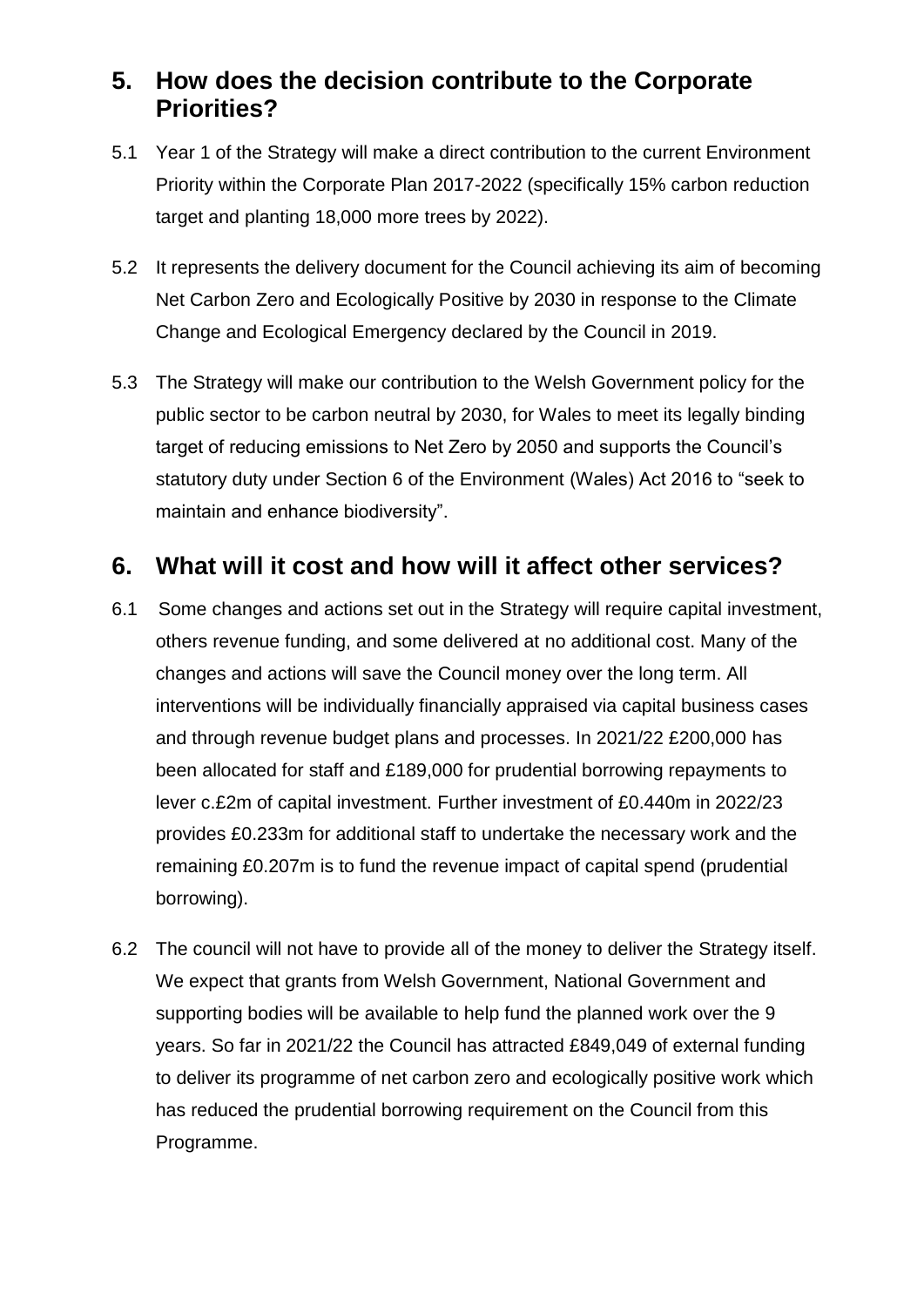## 5. How does the decision contribute to the Corporate Priorities?

5.1 Year 1 of the Strategy will make a direct contribution to the current Environment Priority within the Corporate Plan 2017-2022 (specifically 15% carbon reduction target and planting 18,000 more trees by 2022).

5.2 It represents the delivery document for the Council achieving its aim of becoming Net Carbon Zero and Ecologically Positive by 2030 in response to the Climate Change and Ecological Emergency declared by the Council in 2019.

5.3 The Strategy will make our contribution to the Welsh Government policy for the public sector to be carbon neutral by 2030, for Wales to meet its legally binding target of reducing emissions to Net Zero by 2050 and supports the Council's statutory duty under Section 6 of the Environment (Wales) Act 2016 to "seek to maintain and enhance biodiversity".

## 6. What will it cost and how will it affect other services?

6.1 Some changes and actions set out in the Strategy will require capital investment, others revenue funding, and some delivered at no additional cost. Many of the changes and actions will save the Council money over the long term. All interventions will be individually financially appraised via capital business cases and through revenue budget plans and processes. In 2021/22 £200,000 has been allocated for staff and £189,000 for prudential borrowing repayments to lever c.£2m of capital investment. Further investment of £0.440m in 2022/23 provides £0.233m for additional staff to undertake the necessary work and the remaining £0.207m is to fund the revenue impact of capital spend (prudential borrowing).

6.2 The council will not have to provide all of the money to deliver the Strategy itself. We expect that grants from Welsh Government, National Government and supporting bodies will be available to help fund the planned work over the 9 years. So far in 2021/22 the Council has attracted £849,049 of external funding to deliver its programme of net carbon zero and ecologically positive work which has reduced the prudential borrowing requirement on the Council from this Programme.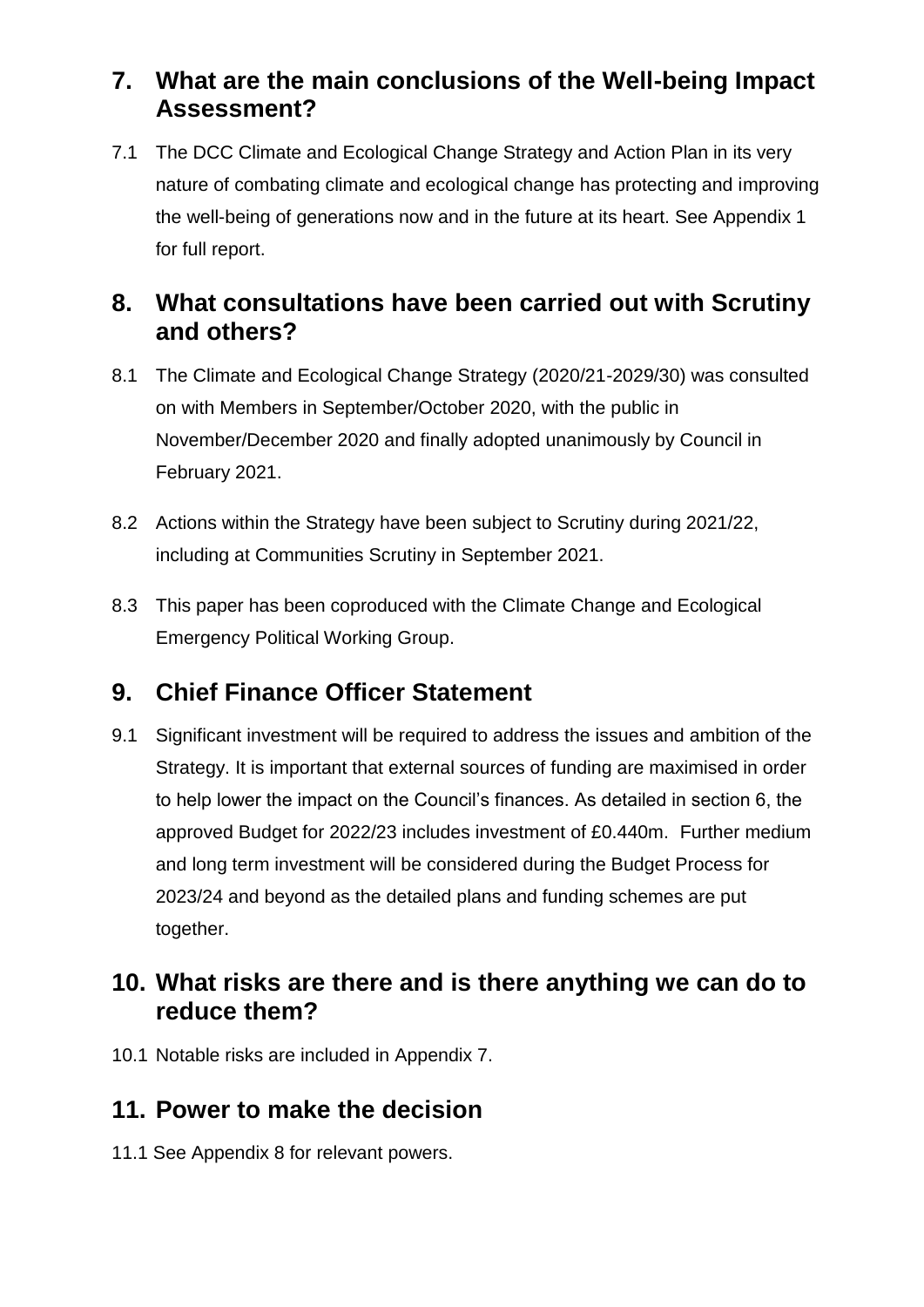## 7. What are the main conclusions of the Well-being Impact Assessment?

7.1 The DCC Climate and Ecological Change Strategy and Action Plan in its very nature of combating climate and ecological change has protecting and improving the well-being of generations now and in the future at its heart. See Appendix 1 for full report.

## 8. What consultations have been carried out with Scrutiny and others?

8.1 The Climate and Ecological Change Strategy (2020/21-2029/30) was consulted on with Members in September/October 2020, with the public in November/December 2020 and finally adopted unanimously by Council in February 2021.

8.2 Actions within the Strategy have been subject to Scrutiny during 2021/22, including at Communities Scrutiny in September 2021.

8.3 This paper has been coproduced with the Climate Change and Ecological Emergency Political Working Group.

## 9. Chief Finance Officer Statement

9.1 Significant investment will be required to address the issues and ambition of the Strategy. It is important that external sources of funding are maximised in order to help lower the impact on the Council's finances. As detailed in section 6, the approved Budget for 2022/23 includes investment of £0.440m. Further medium and long term investment will be considered during the Budget Process for 2023/24 and beyond as the detailed plans and funding schemes are put together.

## 10. What risks are there and is there anything we can do to reduce them?

10.1 Notable risks are included in Appendix 7.

## 11. Power to make the decision

11.1 See Appendix 8 for relevant powers.